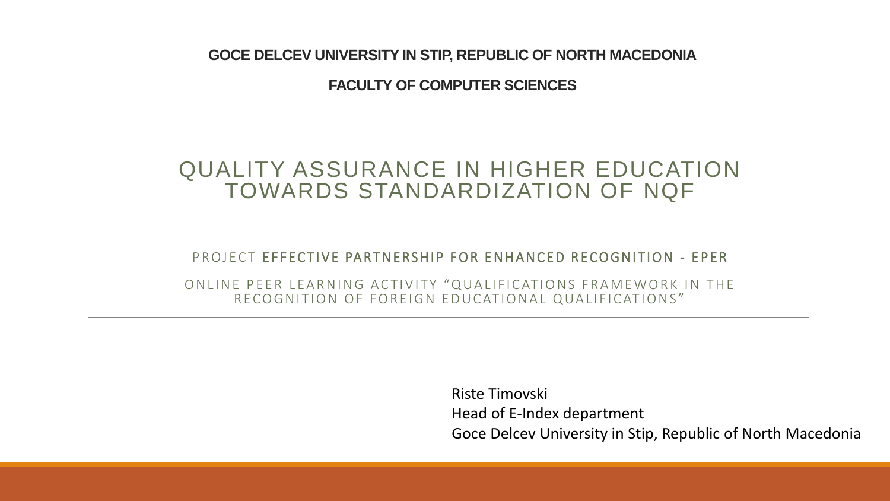**GOCE DELCEV UNIVERSITY IN STIP, REPUBLIC OF NORTH MACEDONIA**

**FACULTY OF COMPUTER SCIENCES**

# QUALITY ASSURANCE IN HIGHER EDUCATION TOWARDS STANDARDIZATION OF NQF

PROJECT **EFFECTIVE PARTNERSHIP FOR ENHANCED RECOGNITION - EPER**

ONLINE PEER LEARNING ACTIVITY "QUALIFICATIONS FRAMEWORK IN THE RECOGNITION OF FOREIGN EDUCATIONAL QUALIFICATIONS"

---

Riste Timovski
Head of E-Index department
Goce Delcev University in Stip, Republic of North Macedonia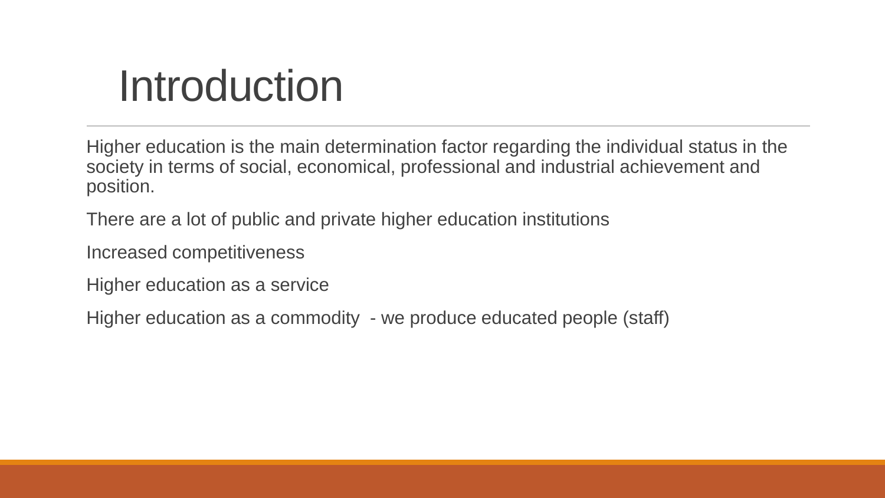# Introduction

Higher education is the main determination factor regarding the individual status in the society in terms of social, economical, professional and industrial achievement and position.

There are a lot of public and private higher education institutions

Increased competitiveness

Higher education as a service

Higher education as a commodity - we produce educated people (staff)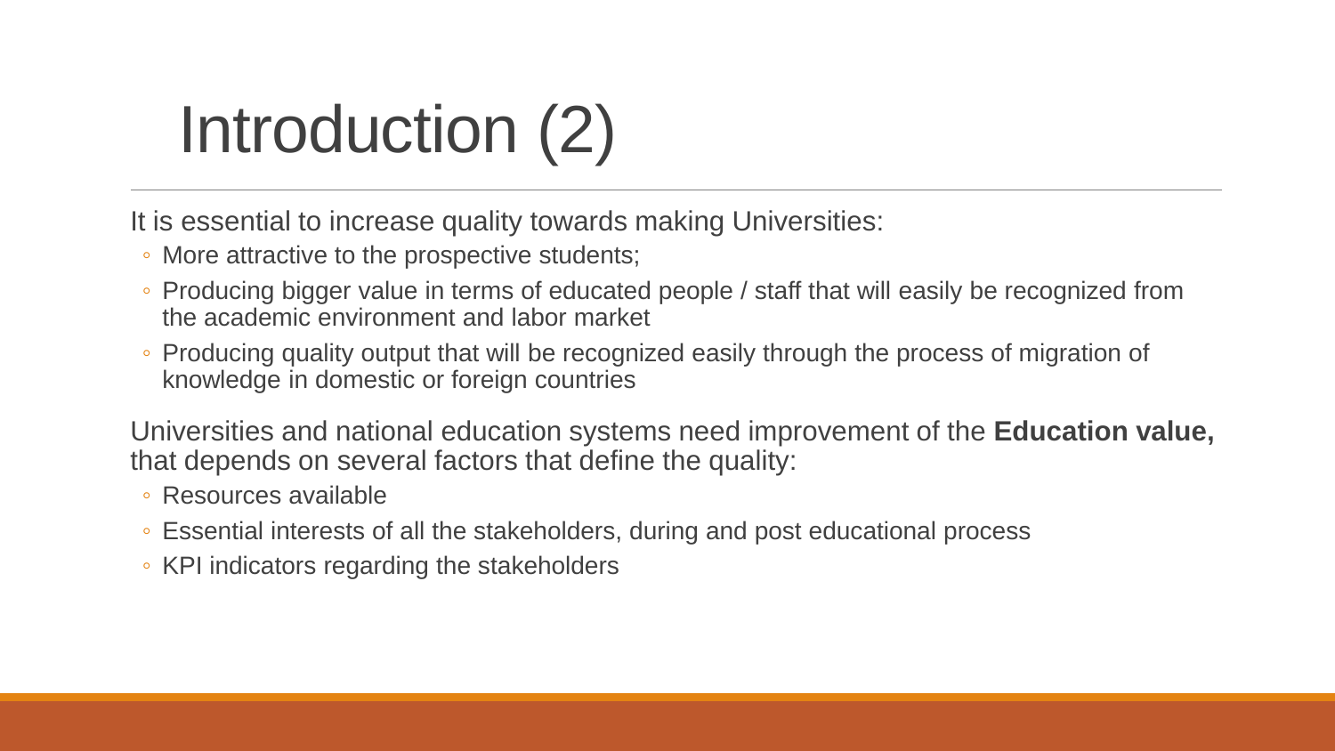# Introduction (2)

It is essential to increase quality towards making Universities:

- More attractive to the prospective students;
- Producing bigger value in terms of educated people / staff that will easily be recognized from the academic environment and labor market
- Producing quality output that will be recognized easily through the process of migration of knowledge in domestic or foreign countries

Universities and national education systems need improvement of the **Education value,** that depends on several factors that define the quality:

- Resources available
- Essential interests of all the stakeholders, during and post educational process
- KPI indicators regarding the stakeholders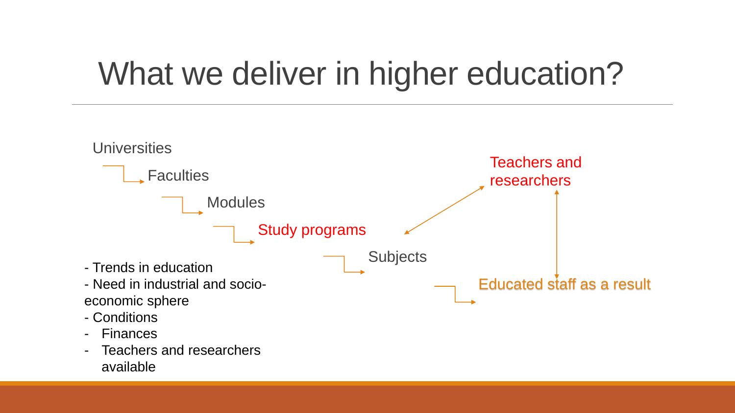# What we deliver in higher education?

Universities

- Faculties
  - Modules
    - Study programs
      - Subjects

Teachers and researchers

Educated staff as a result

- Trends in education
- Need in industrial and socio-economic sphere
- Conditions
- Finances
- Teachers and researchers available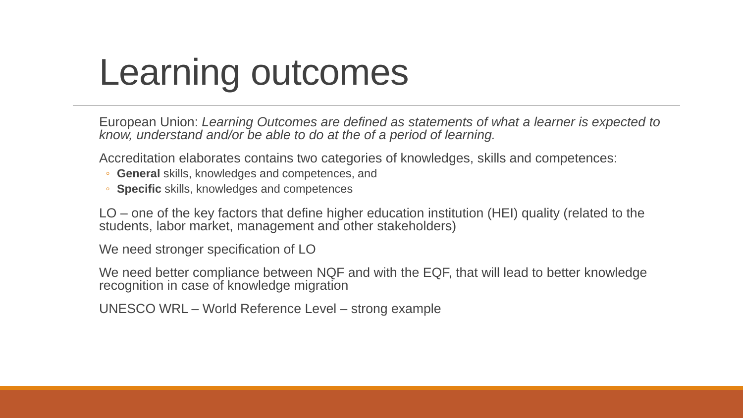# Learning outcomes

European Union: *Learning Outcomes are defined as statements of what a learner is expected to know, understand and/or be able to do at the of a period of learning.*

Accreditation elaborates contains two categories of knowledges, skills and competences:

- **General** skills, knowledges and competences, and
- **Specific** skills, knowledges and competences

LO – one of the key factors that define higher education institution (HEI) quality (related to the students, labor market, management and other stakeholders)

We need stronger specification of LO

We need better compliance between NQF and with the EQF, that will lead to better knowledge recognition in case of knowledge migration

UNESCO WRL – World Reference Level – strong example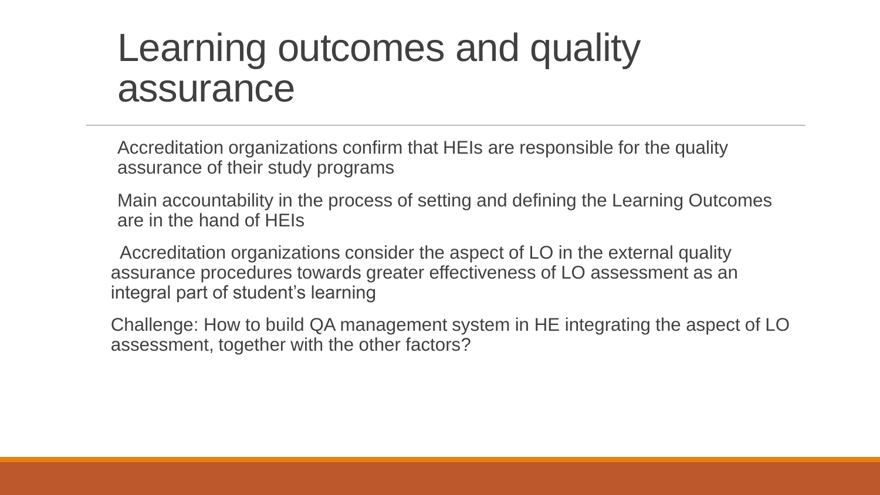# Learning outcomes and quality assurance

Accreditation organizations confirm that HEIs are responsible for the quality assurance of their study programs

Main accountability in the process of setting and defining the Learning Outcomes are in the hand of HEIs

Accreditation organizations consider the aspect of LO in the external quality assurance procedures towards greater effectiveness of LO assessment as an integral part of student's learning

Challenge: How to build QA management system in HE integrating the aspect of LO assessment, together with the other factors?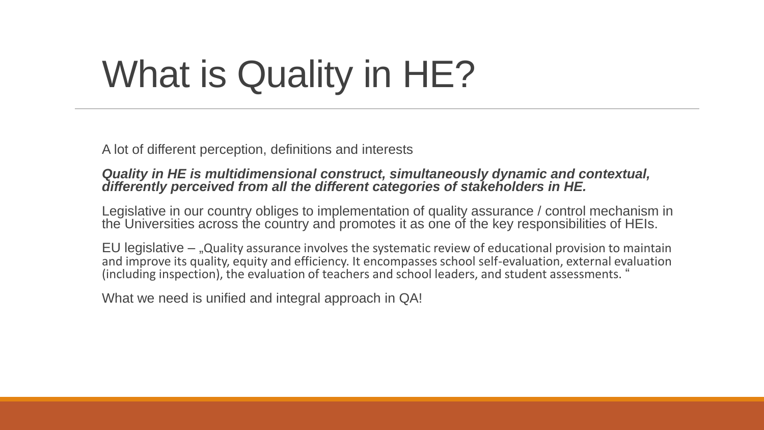# What is Quality in HE?

A lot of different perception, definitions and interests

***Quality in HE is multidimensional construct, simultaneously dynamic and contextual, differently perceived from all the different categories of stakeholders in HE.***

Legislative in our country obliges to implementation of quality assurance / control mechanism in the Universities across the country and promotes it as one of the key responsibilities of HEIs.

EU legislative – „Quality assurance involves the systematic review of educational provision to maintain and improve its quality, equity and efficiency. It encompasses school self-evaluation, external evaluation (including inspection), the evaluation of teachers and school leaders, and student assessments. "

What we need is unified and integral approach in QA!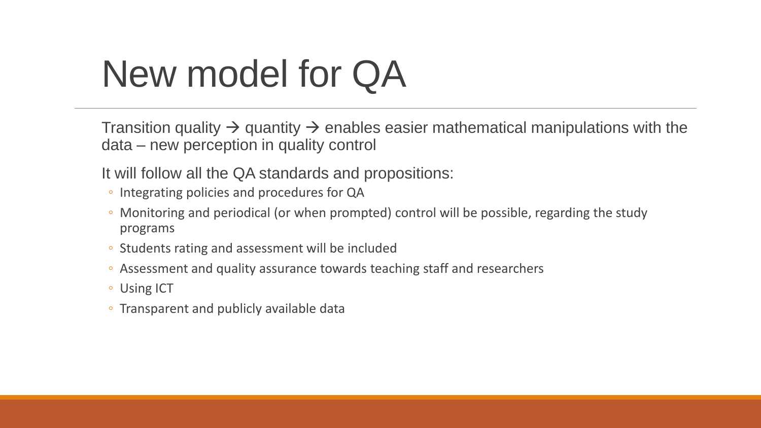# New model for QA

Transition quality → quantity → enables easier mathematical manipulations with the data – new perception in quality control

It will follow all the QA standards and propositions:

- Integrating policies and procedures for QA
- Monitoring and periodical (or when prompted) control will be possible, regarding the study programs
- Students rating and assessment will be included
- Assessment and quality assurance towards teaching staff and researchers
- Using ICT
- Transparent and publicly available data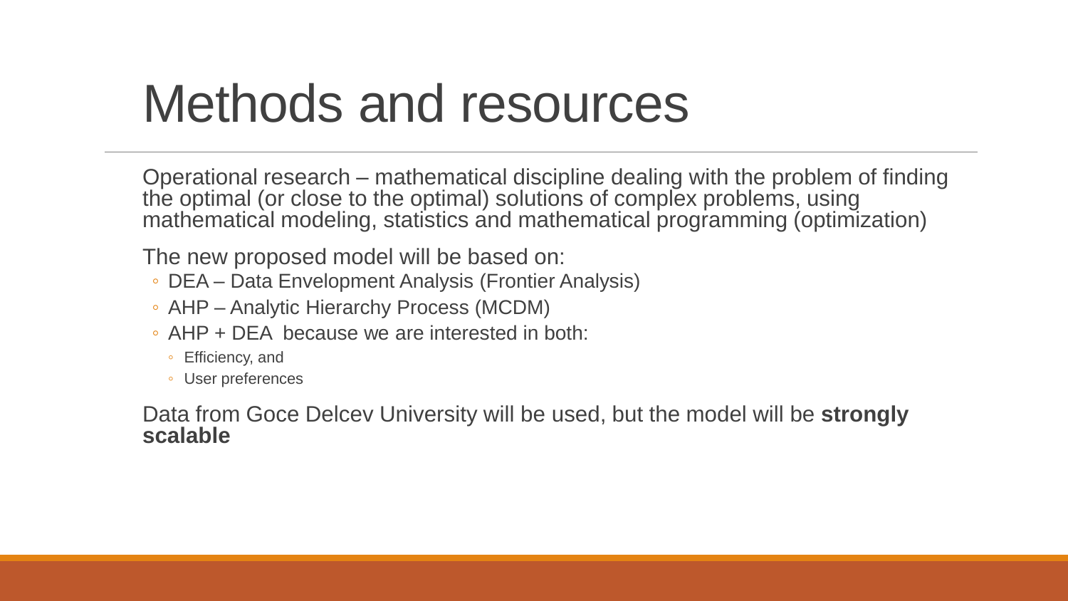# Methods and resources

Operational research – mathematical discipline dealing with the problem of finding the optimal (or close to the optimal) solutions of complex problems, using mathematical modeling, statistics and mathematical programming (optimization)

The new proposed model will be based on:

- DEA – Data Envelopment Analysis (Frontier Analysis)
- AHP – Analytic Hierarchy Process (MCDM)
- AHP + DEA because we are interested in both:
  - Efficiency, and
  - User preferences

Data from Goce Delcev University will be used, but the model will be **strongly scalable**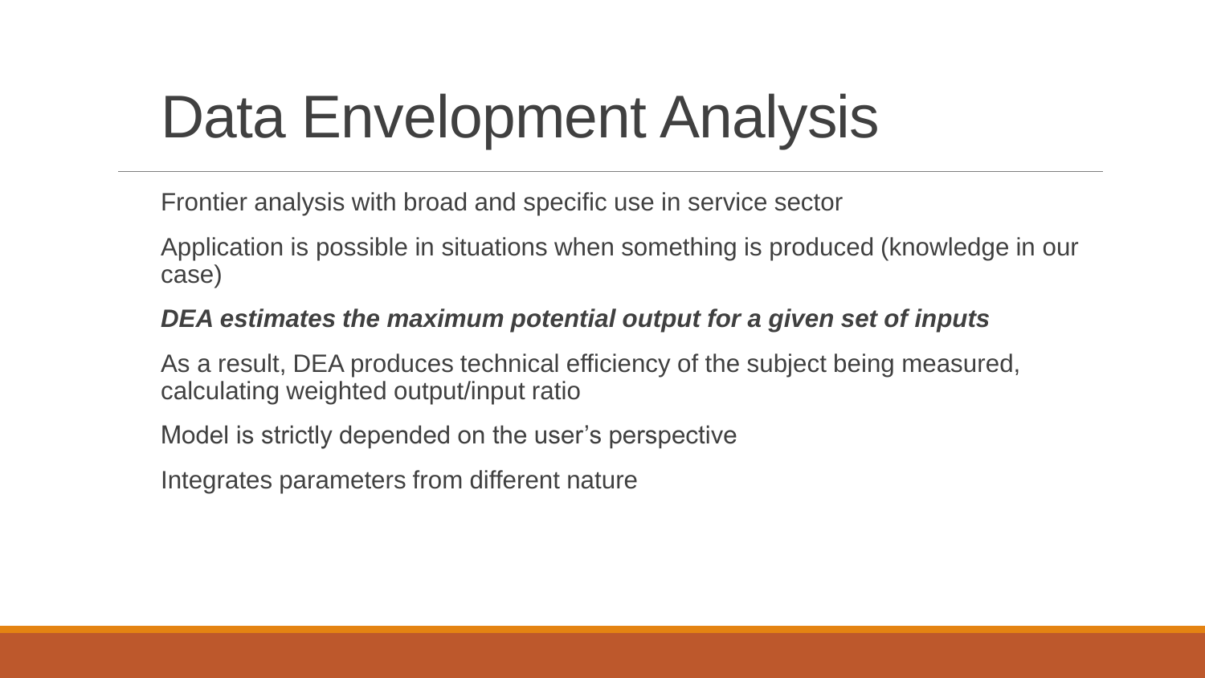# Data Envelopment Analysis

Frontier analysis with broad and specific use in service sector

Application is possible in situations when something is produced (knowledge in our case)

***DEA estimates the maximum potential output for a given set of inputs***

As a result, DEA produces technical efficiency of the subject being measured, calculating weighted output/input ratio

Model is strictly depended on the user's perspective

Integrates parameters from different nature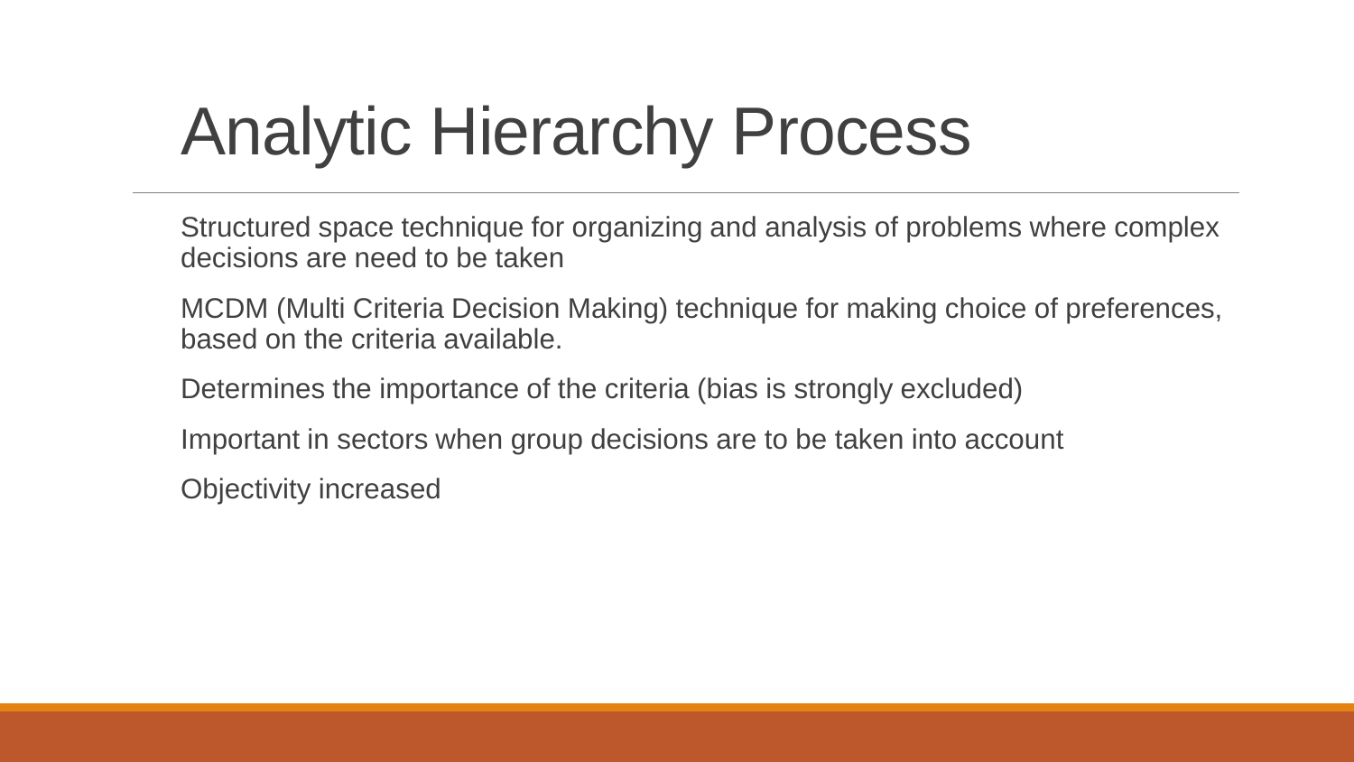# Analytic Hierarchy Process

Structured space technique for organizing and analysis of problems where complex decisions are need to be taken

MCDM (Multi Criteria Decision Making) technique for making choice of preferences, based on the criteria available.

Determines the importance of the criteria (bias is strongly excluded)

Important in sectors when group decisions are to be taken into account

Objectivity increased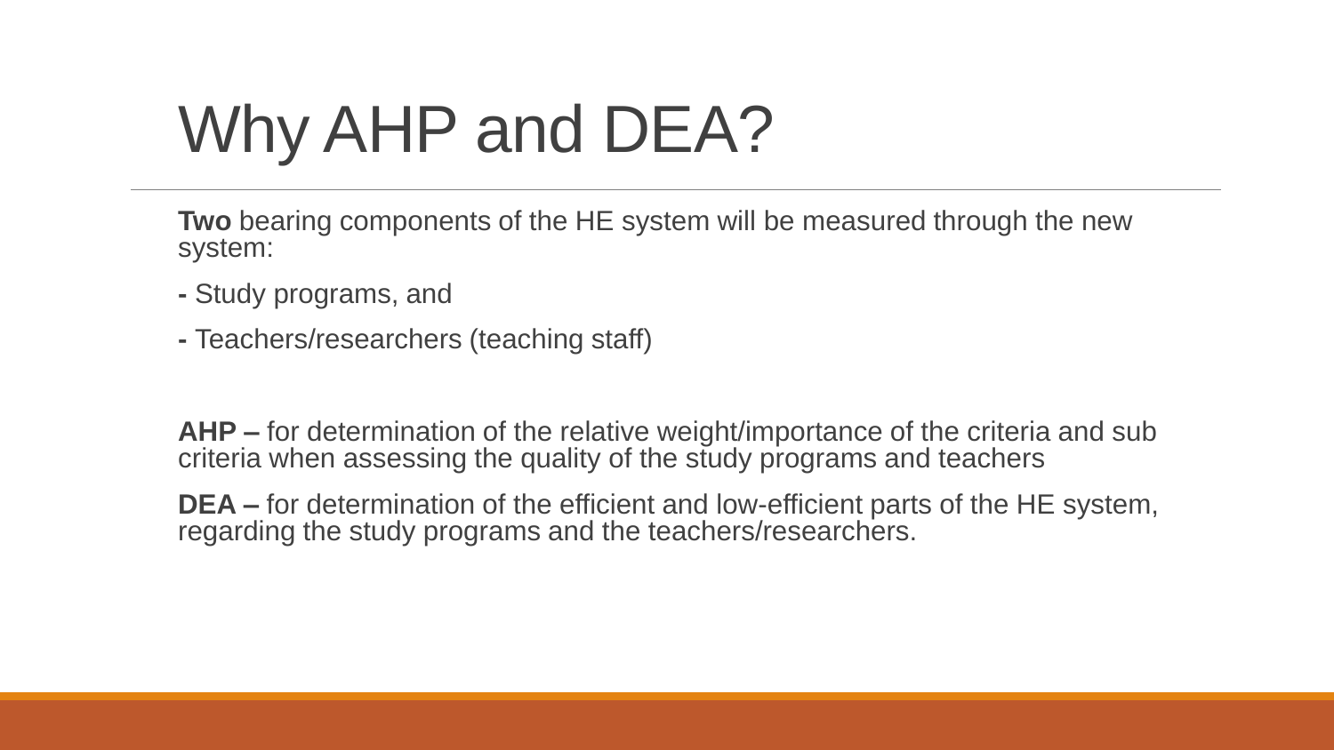# Why AHP and DEA?

**Two** bearing components of the HE system will be measured through the new system:

**-** Study programs, and

**-** Teachers/researchers (teaching staff)

**AHP –** for determination of the relative weight/importance of the criteria and sub criteria when assessing the quality of the study programs and teachers

**DEA –** for determination of the efficient and low-efficient parts of the HE system, regarding the study programs and the teachers/researchers.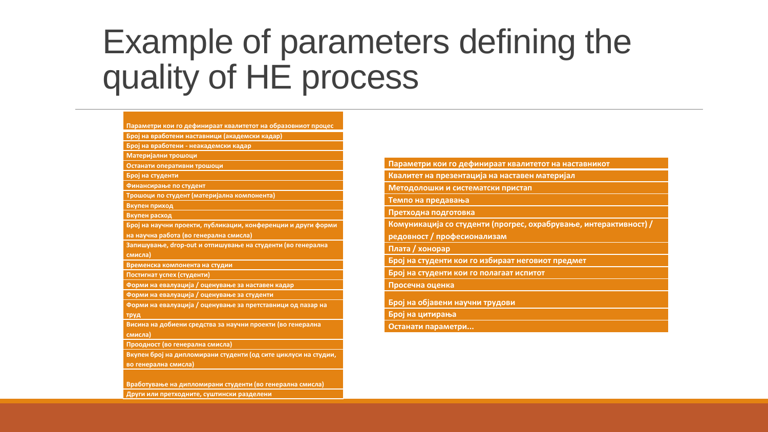# Example of parameters defining the quality of HE process

| Параметри кои го дефинираат квалитетот на образовниот процес |
|---|
| Број на вработени наставници (академски кадар) |
| Број на вработени - неакадемски кадар |
| Материјални трошоци |
| Останати оперативни трошоци |
| Број на студенти |
| Финансирање по студент |
| Трошоци по студент (материјална компонента) |
| Вкупен приход |
| Вкупен расход |
| Број на научни проекти, публикации, конференции и други форми на научна работа (во генерална смисла) |
| Запишување, drop-out и отпишување на студенти (во генерална смисла) |
| Временска компонента на студии |
| Постигнат успех (студенти) |
| Форми на евалуација / оценување за наставен кадар |
| Форми на евалуација / оценување за студенти |
| Форми на евалуација / оценување за претставници од пазар на труд |
| Висина на добиени средства за научни проекти (во генерална смисла) |
| Проодност (во генерална смисла) |
| Вкупен број на дипломирани студенти (од сите циклуси на студии, во генерална смисла) |
| Вработување на дипломирани студенти (во генерална смисла) |
| Други или претходните, суштински разделени |

| Параметри кои го дефинираат квалитетот на наставникот |
|---|
| Квалитет на презентација на наставен материјал |
| Методолошки и систематски пристап |
| Темпо на предавања |
| Претходна подготовка |
| Комуникација со студенти (прогрес, охрабрување, интерактивност) / редовност / професионализам |
| Плата / хонорар |
| Број на студенти кои го избираат неговиот предмет |
| Број на студенти кои го полагаат испитот |
| Просечна оценка |
| Број на објавени научни трудови |
| Број на цитирања |
| Останати параметри... |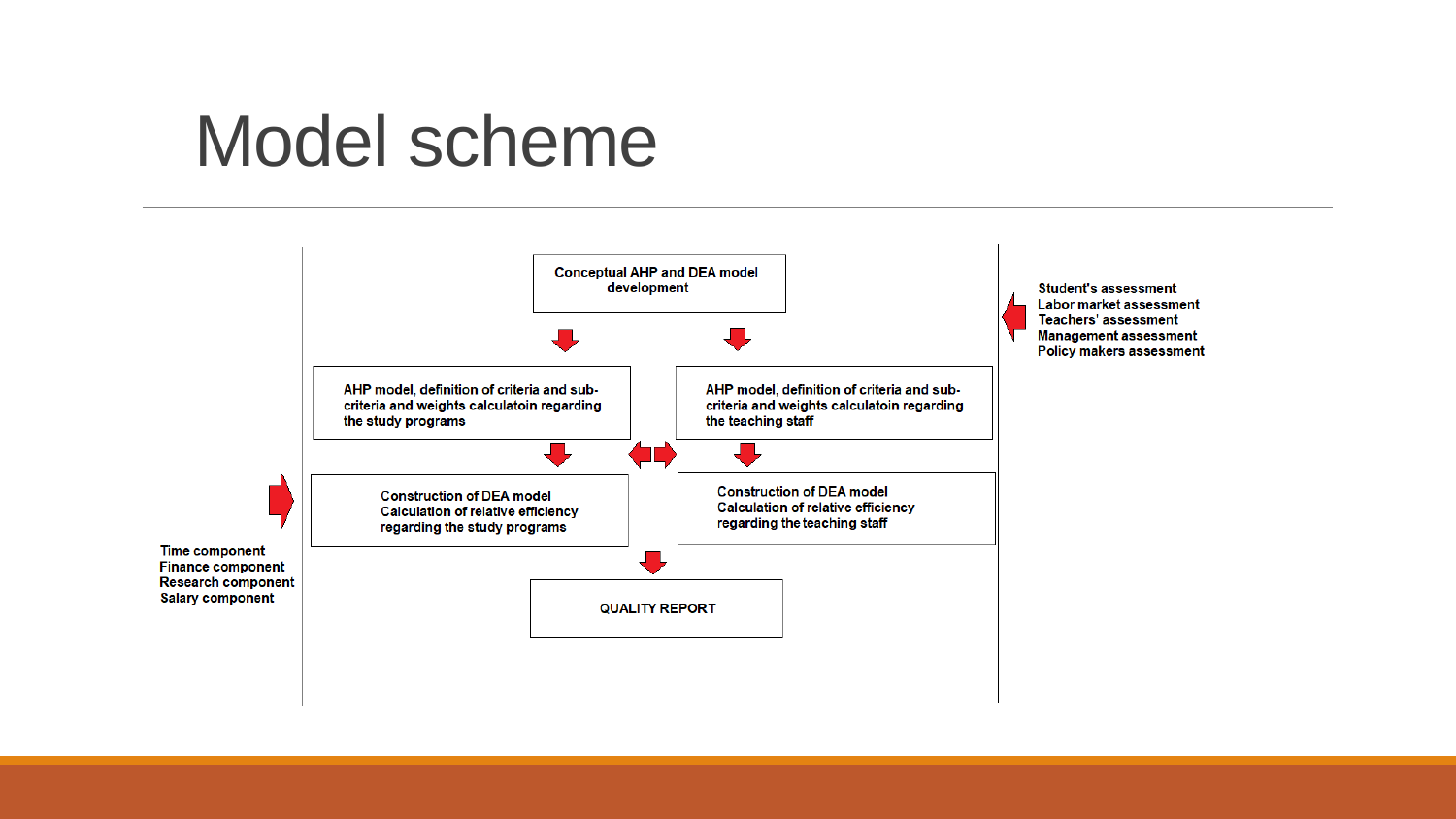# Model scheme

Conceptual AHP and DEA model development

AHP model, definition of criteria and sub-criteria and weights calculatoin regarding the study programs

AHP model, definition of criteria and sub-criteria and weights calculatoin regarding the teaching staff

Construction of DEA model
Calculation of relative efficiency regarding the study programs

Construction of DEA model
Calculation of relative efficiency regarding the teaching staff

QUALITY REPORT

Student's assessment
Labor market assessment
Teachers' assessment
Management assessment
Policy makers assessment

Time component
Finance component
Research component
Salary component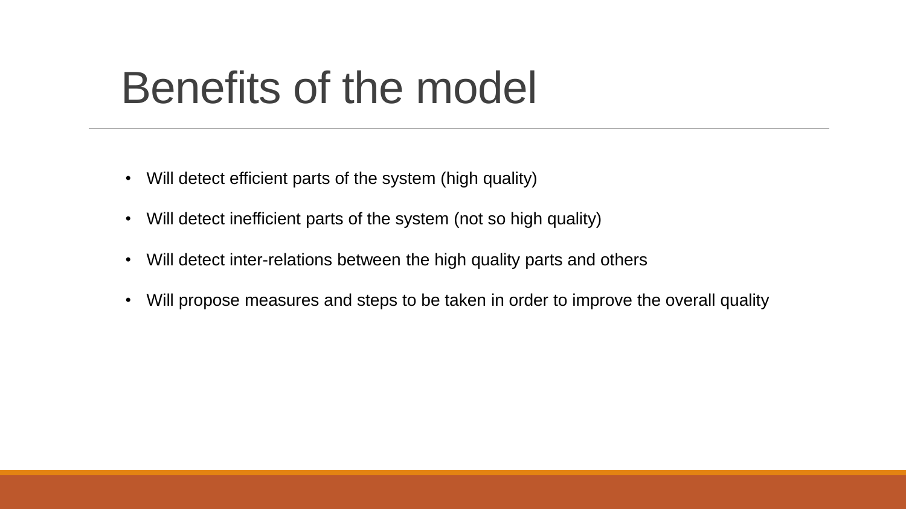# Benefits of the model

- Will detect efficient parts of the system (high quality)
- Will detect inefficient parts of the system (not so high quality)
- Will detect inter-relations between the high quality parts and others
- Will propose measures and steps to be taken in order to improve the overall quality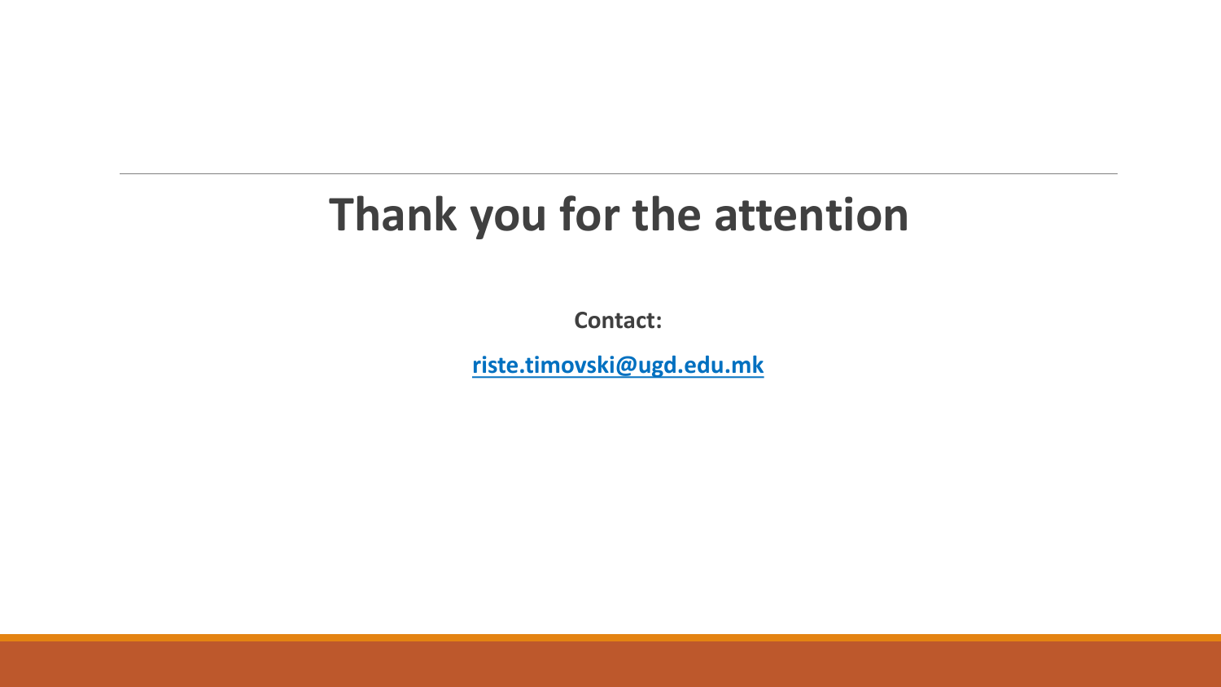# Thank you for the attention

**Contact:**

**riste.timovski@ugd.edu.mk**